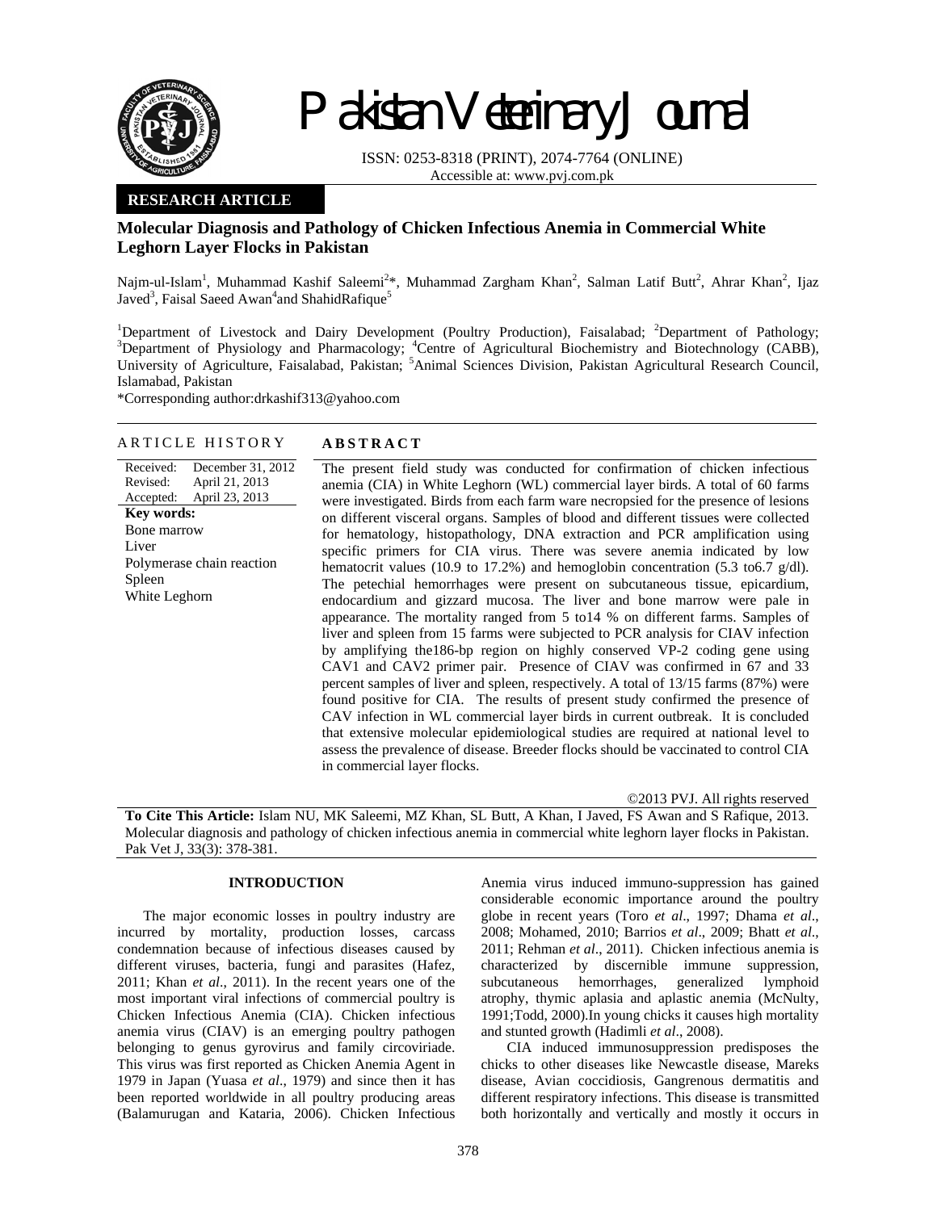# Pakistan Veterinary Journal

ISSN: 0253-8318 (PRINT), 2074-7764 (ONLINE)
Accessible at: www.pvj.com.pk

**RESEARCH ARTICLE**

## Molecular Diagnosis and Pathology of Chicken Infectious Anemia in Commercial White Leghorn Layer Flocks in Pakistan

Najm-ul-Islam[1], Muhammad Kashif Saleemi[2]*, Muhammad Zargham Khan[2], Salman Latif Butt[2], Ahrar Khan[2], Ijaz Javed[3], Faisal Saeed Awan[4] and ShahidRafique[5]

[1]Department of Livestock and Dairy Development (Poultry Production), Faisalabad; [2]Department of Pathology; [3]Department of Physiology and Pharmacology; [4]Centre of Agricultural Biochemistry and Biotechnology (CABB), University of Agriculture, Faisalabad, Pakistan; [5]Animal Sciences Division, Pakistan Agricultural Research Council, Islamabad, Pakistan

*Corresponding author:drkashif313@yahoo.com

**ARTICLE HISTORY**

Received: December 31, 2012
Revised: April 21, 2013
Accepted: April 23, 2013

**Key words:**
Bone marrow
Liver
Polymerase chain reaction
Spleen
White Leghorn

**ABSTRACT**

The present field study was conducted for confirmation of chicken infectious anemia (CIA) in White Leghorn (WL) commercial layer birds. A total of 60 farms were investigated. Birds from each farm ware necropsied for the presence of lesions on different visceral organs. Samples of blood and different tissues were collected for hematology, histopathology, DNA extraction and PCR amplification using specific primers for CIA virus. There was severe anemia indicated by low hematocrit values (10.9 to 17.2%) and hemoglobin concentration (5.3 to6.7 g/dl). The petechial hemorrhages were present on subcutaneous tissue, epicardium, endocardium and gizzard mucosa. The liver and bone marrow were pale in appearance. The mortality ranged from 5 to14 % on different farms. Samples of liver and spleen from 15 farms were subjected to PCR analysis for CIAV infection by amplifying the186-bp region on highly conserved VP-2 coding gene using CAV1 and CAV2 primer pair. Presence of CIAV was confirmed in 67 and 33 percent samples of liver and spleen, respectively. A total of 13/15 farms (87%) were found positive for CIA. The results of present study confirmed the presence of CAV infection in WL commercial layer birds in current outbreak. It is concluded that extensive molecular epidemiological studies are required at national level to assess the prevalence of disease. Breeder flocks should be vaccinated to control CIA in commercial layer flocks.

©2013 PVJ. All rights reserved

**To Cite This Article:** Islam NU, MK Saleemi, MZ Khan, SL Butt, A Khan, I Javed, FS Awan and S Rafique, 2013. Molecular diagnosis and pathology of chicken infectious anemia in commercial white leghorn layer flocks in Pakistan. Pak Vet J, 33(3): 378-381.

## INTRODUCTION

The major economic losses in poultry industry are incurred by mortality, production losses, carcass condemnation because of infectious diseases caused by different viruses, bacteria, fungi and parasites (Hafez, 2011; Khan *et al*., 2011). In the recent years one of the most important viral infections of commercial poultry is Chicken Infectious Anemia (CIA). Chicken infectious anemia virus (CIAV) is an emerging poultry pathogen belonging to genus gyrovirus and family circoviriade. This virus was first reported as Chicken Anemia Agent in 1979 in Japan (Yuasa *et al*., 1979) and since then it has been reported worldwide in all poultry producing areas (Balamurugan and Kataria, 2006). Chicken Infectious Anemia virus induced immuno-suppression has gained considerable economic importance around the poultry globe in recent years (Toro *et al*., 1997; Dhama *et al*., 2008; Mohamed, 2010; Barrios *et al*., 2009; Bhatt *et al*., 2011; Rehman *et al*., 2011). Chicken infectious anemia is characterized by discernible immune suppression, subcutaneous hemorrhages, generalized lymphoid atrophy, thymic aplasia and aplastic anemia (McNulty, 1991;Todd, 2000).In young chicks it causes high mortality and stunted growth (Hadimli *et al*., 2008).

CIA induced immunosuppression predisposes the chicks to other diseases like Newcastle disease, Mareks disease, Avian coccidiosis, Gangrenous dermatitis and different respiratory infections. This disease is transmitted both horizontally and vertically and mostly it occurs in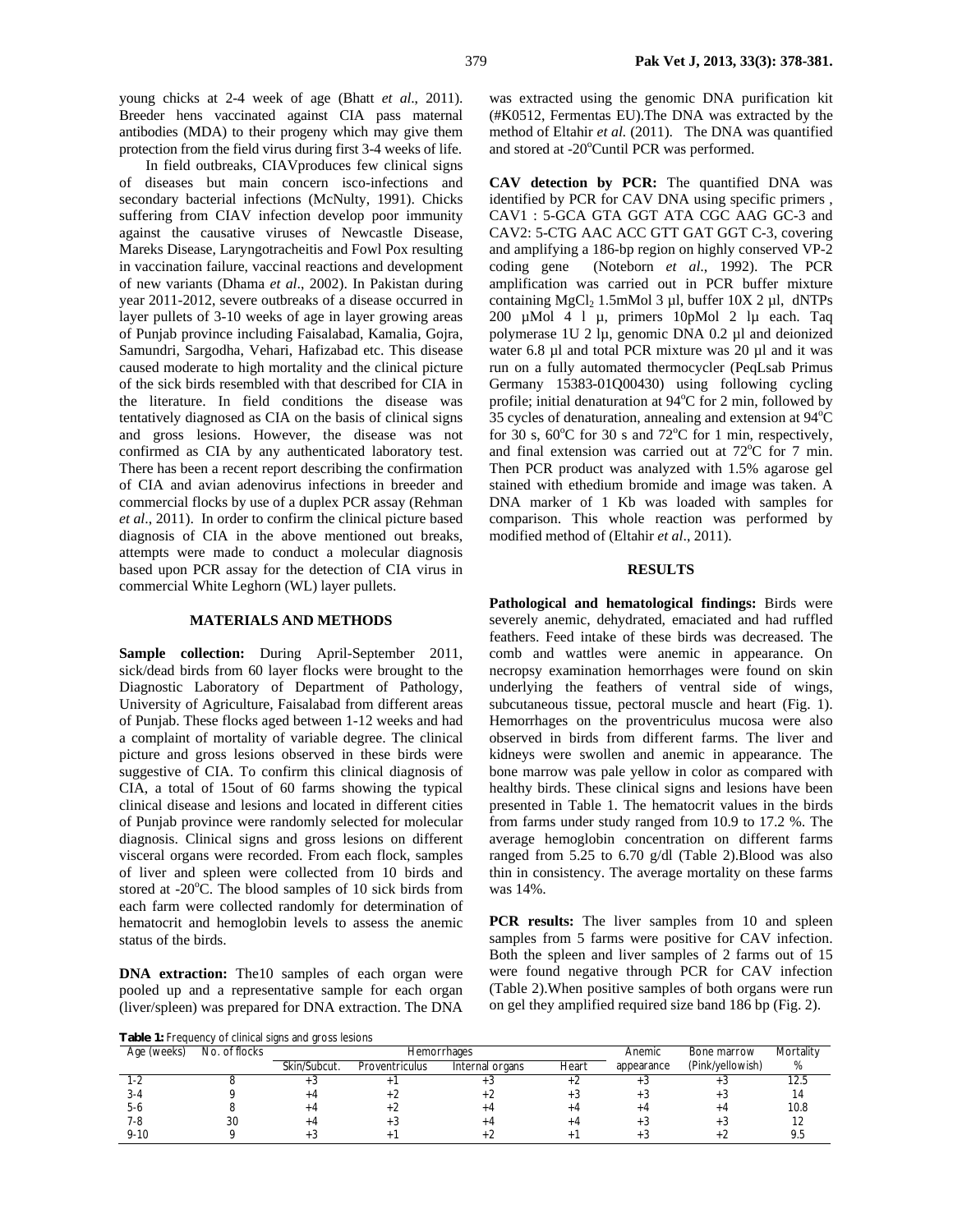young chicks at 2-4 week of age (Bhatt *et al*., 2011). Breeder hens vaccinated against CIA pass maternal antibodies (MDA) to their progeny which may give them protection from the field virus during first 3-4 weeks of life.

In field outbreaks, CIAVproduces few clinical signs of diseases but main concern isco-infections and secondary bacterial infections (McNulty, 1991). Chicks suffering from CIAV infection develop poor immunity against the causative viruses of Newcastle Disease, Mareks Disease, Laryngotracheitis and Fowl Pox resulting in vaccination failure, vaccinal reactions and development of new variants (Dhama *et al*., 2002). In Pakistan during year 2011-2012, severe outbreaks of a disease occurred in layer pullets of 3-10 weeks of age in layer growing areas of Punjab province including Faisalabad, Kamalia, Gojra, Samundri, Sargodha, Vehari, Hafizabad etc. This disease caused moderate to high mortality and the clinical picture of the sick birds resembled with that described for CIA in the literature. In field conditions the disease was tentatively diagnosed as CIA on the basis of clinical signs and gross lesions. However, the disease was not confirmed as CIA by any authenticated laboratory test. There has been a recent report describing the confirmation of CIA and avian adenovirus infections in breeder and commercial flocks by use of a duplex PCR assay (Rehman *et al*., 2011). In order to confirm the clinical picture based diagnosis of CIA in the above mentioned out breaks, attempts were made to conduct a molecular diagnosis based upon PCR assay for the detection of CIA virus in commercial White Leghorn (WL) layer pullets.

## MATERIALS AND METHODS

**Sample collection:** During April-September 2011, sick/dead birds from 60 layer flocks were brought to the Diagnostic Laboratory of Department of Pathology, University of Agriculture, Faisalabad from different areas of Punjab. These flocks aged between 1-12 weeks and had a complaint of mortality of variable degree. The clinical picture and gross lesions observed in these birds were suggestive of CIA. To confirm this clinical diagnosis of CIA, a total of 15out of 60 farms showing the typical clinical disease and lesions and located in different cities of Punjab province were randomly selected for molecular diagnosis. Clinical signs and gross lesions on different visceral organs were recorded. From each flock, samples of liver and spleen were collected from 10 birds and stored at -20°C. The blood samples of 10 sick birds from each farm were collected randomly for determination of hematocrit and hemoglobin levels to assess the anemic status of the birds.

**DNA extraction:** The10 samples of each organ were pooled up and a representative sample for each organ (liver/spleen) was prepared for DNA extraction. The DNA was extracted using the genomic DNA purification kit (#K0512, Fermentas EU).The DNA was extracted by the method of Eltahir *et al.* (2011). The DNA was quantified and stored at -20°Cuntil PCR was performed.

**CAV detection by PCR:** The quantified DNA was identified by PCR for CAV DNA using specific primers , CAV1 : 5-GCA GTA GGT ATA CGC AAG GC-3 and CAV2: 5-CTG AAC ACC GTT GAT GGT C-3, covering and amplifying a 186-bp region on highly conserved VP-2 coding gene (Noteborn *et al*., 1992). The PCR amplification was carried out in PCR buffer mixture containing $MgCl_2$ 1.5mMol 3 µl, buffer 10X 2 µl, dNTPs 200 µMol 4 l µ, primers 10pMol 2 lµ each. Taq polymerase 1U 2 lµ, genomic DNA 0.2 µl and deionized water 6.8 µl and total PCR mixture was 20 µl and it was run on a fully automated thermocycler (PeqLsab Primus Germany 15383-01Q00430) using following cycling profile; initial denaturation at 94°C for 2 min, followed by 35 cycles of denaturation, annealing and extension at 94°C for 30 s, 60°C for 30 s and 72°C for 1 min, respectively, and final extension was carried out at 72°C for 7 min. Then PCR product was analyzed with 1.5% agarose gel stained with ethedium bromide and image was taken. A DNA marker of 1 Kb was loaded with samples for comparison. This whole reaction was performed by modified method of (Eltahir *et al*., 2011).

## RESULTS

**Pathological and hematological findings:** Birds were severely anemic, dehydrated, emaciated and had ruffled feathers. Feed intake of these birds was decreased. The comb and wattles were anemic in appearance. On necropsy examination hemorrhages were found on skin underlying the feathers of ventral side of wings, subcutaneous tissue, pectoral muscle and heart (Fig. 1). Hemorrhages on the proventriculus mucosa were also observed in birds from different farms. The liver and kidneys were swollen and anemic in appearance. The bone marrow was pale yellow in color as compared with healthy birds. These clinical signs and lesions have been presented in Table 1. The hematocrit values in the birds from farms under study ranged from 10.9 to 17.2 %. The average hemoglobin concentration on different farms ranged from 5.25 to 6.70 g/dl (Table 2).Blood was also thin in consistency. The average mortality on these farms was 14%.

**PCR results:** The liver samples from 10 and spleen samples from 5 farms were positive for CAV infection. Both the spleen and liver samples of 2 farms out of 15 were found negative through PCR for CAV infection (Table 2).When positive samples of both organs were run on gel they amplified required size band 186 bp (Fig. 2).

**Table 1:** Frequency of clinical signs and gross lesions

| Age (weeks) | No. of flocks | Hemorrhages | | | | Anemic appearance | Bone marrow (Pink/yellowish) | Mortality % |
|---|---|---|---|---|---|---|---|---|
| | | Skin/Subcut. | Proventriculus | Internal organs | Heart | | | |
| 1-2 | 8 | +3 | +1 | +3 | +2 | +3 | +3 | 12.5 |
| 3-4 | 9 | +4 | +2 | +2 | +3 | +3 | +3 | 14 |
| 5-6 | 8 | +4 | +2 | +4 | +4 | +4 | +4 | 10.8 |
| 7-8 | 30 | +4 | +3 | +4 | +4 | +3 | +3 | 12 |
| 9-10 | 9 | +3 | +1 | +2 | +1 | +3 | +2 | 9.5 |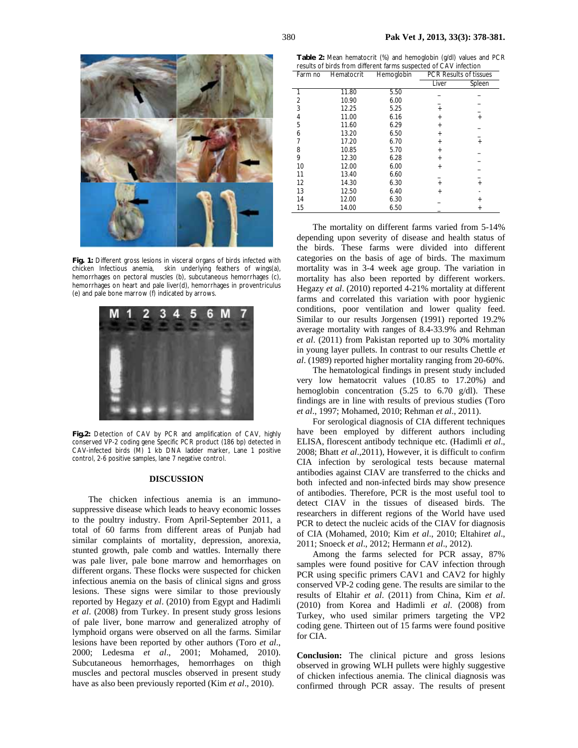**Fig. 1:** Different gross lesions in visceral organs of birds infected with chicken Infectious anemia, skin underlying feathers of wings(a), hemorrhages on pectoral muscles (b), subcutaneous hemorrhages (c), hemorrhages on heart and pale liver(d), hemorrhages in proventriculus (e) and pale bone marrow (f) indicated by arrows.

**Fig.2:** Detection of CAV by PCR and amplification of CAV, highly conserved VP-2 coding gene Specific PCR product (186 bp) detected in CAV-infected birds (M) 1 kb DNA ladder marker, Lane 1 positive control, 2-6 positive samples, lane 7 negative control.

## DISCUSSION

The chicken infectious anemia is an immunosuppressive disease which leads to heavy economic losses to the poultry industry. From April-September 2011, a total of 60 farms from different areas of Punjab had similar complaints of mortality, depression, anorexia, stunted growth, pale comb and wattles. Internally there was pale liver, pale bone marrow and hemorrhages on different organs. These flocks were suspected for chicken infectious anemia on the basis of clinical signs and gross lesions. These signs were similar to those previously reported by Hegazy *et al*. (2010) from Egypt and Hadimli *et al*. (2008) from Turkey. In present study gross lesions of pale liver, bone marrow and generalized atrophy of lymphoid organs were observed on all the farms. Similar lesions have been reported by other authors (Toro *et al*., 2000; Ledesma *et al*., 2001; Mohamed, 2010). Subcutaneous hemorrhages, hemorrhages on thigh muscles and pectoral muscles observed in present study have as also been previously reported (Kim *et al*., 2010).

**Table 2:** Mean hematocrit (%) and hemoglobin (g/dl) values and PCR results of birds from different farms suspected of CAV infection

| Farm no | Hematocrit | Hemoglobin | PCR Results of tissues | |
|---|---|---|---|---|
| | | | Liver | Spleen |
| 1 | 11.80 | 5.50 | – | – |
| 2 | 10.90 | 6.00 | – | – |
| 3 | 12.25 | 5.25 | + | – |
| 4 | 11.00 | 6.16 | + | + |
| 5 | 11.60 | 6.29 | + | – |
| 6 | 13.20 | 6.50 | + | – |
| 7 | 17.20 | 6.70 | + | + |
| 8 | 10.85 | 5.70 | + | – |
| 9 | 12.30 | 6.28 | + | – |
| 10 | 12.00 | 6.00 | + | – |
| 11 | 13.40 | 6.60 | – | – |
| 12 | 14.30 | 6.30 | + | + |
| 13 | 12.50 | 6.40 | + | - |
| 14 | 12.00 | 6.30 | – | + |
| 15 | 14.00 | 6.50 | – | + |

The mortality on different farms varied from 5-14% depending upon severity of disease and health status of the birds. These farms were divided into different categories on the basis of age of birds. The maximum mortality was in 3-4 week age group. The variation in mortality has also been reported by different workers. Hegazy *et al*. (2010) reported 4-21% mortality at different farms and correlated this variation with poor hygienic conditions, poor ventilation and lower quality feed. Similar to our results Jorgensen (1991) reported 19.2% average mortality with ranges of 8.4-33.9% and Rehman *et al*. (2011) from Pakistan reported up to 30% mortality in young layer pullets. In contrast to our results Chettle *et al*. (1989) reported higher mortality ranging from 20-60%.

The hematological findings in present study included very low hematocrit values (10.85 to 17.20%) and hemoglobin concentration (5.25 to 6.70 g/dl). These findings are in line with results of previous studies (Toro *et al*., 1997; Mohamed, 2010; Rehman *et al*., 2011).

For serological diagnosis of CIA different techniques have been employed by different authors including ELISA, florescent antibody technique etc. (Hadimli *et al*., 2008; Bhatt *et al*.,2011), However, it is difficult to confirm CIA infection by serological tests because maternal antibodies against CIAV are transferred to the chicks and both infected and non-infected birds may show presence of antibodies. Therefore, PCR is the most useful tool to detect CIAV in the tissues of diseased birds. The researchers in different regions of the World have used PCR to detect the nucleic acids of the CIAV for diagnosis of CIA (Mohamed, 2010; Kim *et al*., 2010; Eltahir*et al*., 2011; Snoeck *et al*., 2012; Hermann *et al*., 2012).

Among the farms selected for PCR assay, 87% samples were found positive for CAV infection through PCR using specific primers CAV1 and CAV2 for highly conserved VP-2 coding gene. The results are similar to the results of Eltahir *et al*. (2011) from China, Kim *et al*. (2010) from Korea and Hadimli *et al*. (2008) from Turkey, who used similar primers targeting the VP2 coding gene. Thirteen out of 15 farms were found positive for CIA.

**Conclusion:** The clinical picture and gross lesions observed in growing WLH pullets were highly suggestive of chicken infectious anemia. The clinical diagnosis was confirmed through PCR assay. The results of present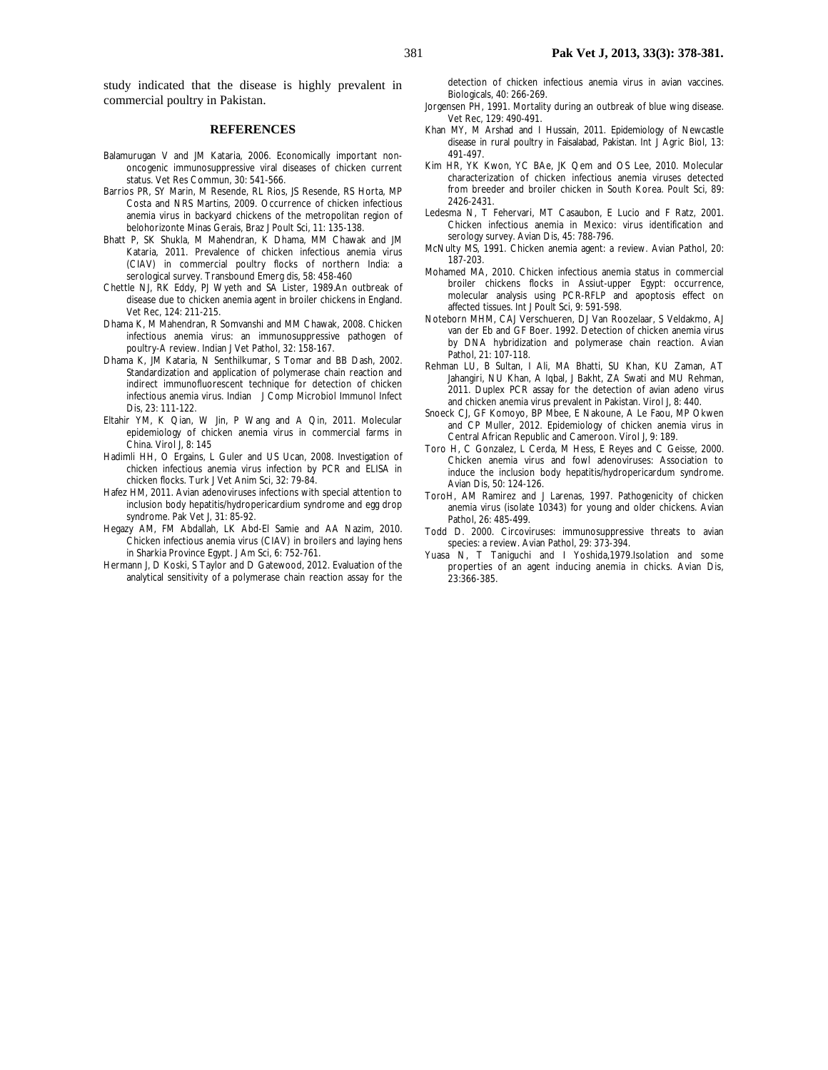study indicated that the disease is highly prevalent in commercial poultry in Pakistan.

## REFERENCES

Balamurugan V and JM Kataria, 2006. Economically important non-oncogenic immunosuppressive viral diseases of chicken current status. Vet Res Commun, 30: 541-566.

Barrios PR, SY Marin, M Resende, RL Rios, JS Resende, RS Horta, MP Costa and NRS Martins, 2009. Occurrence of chicken infectious anemia virus in backyard chickens of the metropolitan region of belohorizonte Minas Gerais, Braz J Poult Sci, 11: 135-138.

Bhatt P, SK Shukla, M Mahendran, K Dhama, MM Chawak and JM Kataria, 2011. Prevalence of chicken infectious anemia virus (CIAV) in commercial poultry flocks of northern India: a serological survey. Transbound Emerg dis, 58: 458-460

Chettle NJ, RK Eddy, PJ Wyeth and SA Lister, 1989.An outbreak of disease due to chicken anemia agent in broiler chickens in England. Vet Rec, 124: 211-215.

Dhama K, M Mahendran, R Somvanshi and MM Chawak, 2008. Chicken infectious anemia virus: an immunosuppressive pathogen of poultry-A review. Indian J Vet Pathol, 32: 158-167.

Dhama K, JM Kataria, N Senthilkumar, S Tomar and BB Dash, 2002. Standardization and application of polymerase chain reaction and indirect immunofluorescent technique for detection of chicken infectious anemia virus. Indian J Comp Microbiol Immunol Infect Dis, 23: 111-122.

Eltahir YM, K Qian, W Jin, P Wang and A Qin, 2011. Molecular epidemiology of chicken anemia virus in commercial farms in China. Virol J, 8: 145

Hadimli HH, O Ergains, L Guler and US Ucan, 2008. Investigation of chicken infectious anemia virus infection by PCR and ELISA in chicken flocks. Turk J Vet Anim Sci, 32: 79-84.

Hafez HM, 2011. Avian adenoviruses infections with special attention to inclusion body hepatitis/hydropericardium syndrome and egg drop syndrome. Pak Vet J, 31: 85-92.

Hegazy AM, FM Abdallah, LK Abd-El Samie and AA Nazim, 2010. Chicken infectious anemia virus (CIAV) in broilers and laying hens in Sharkia Province Egypt. J Am Sci, 6: 752-761.

Hermann J, D Koski, S Taylor and D Gatewood, 2012. Evaluation of the analytical sensitivity of a polymerase chain reaction assay for the detection of chicken infectious anemia virus in avian vaccines. Biologicals, 40: 266-269.

Jorgensen PH, 1991. Mortality during an outbreak of blue wing disease. Vet Rec, 129: 490-491.

Khan MY, M Arshad and I Hussain, 2011. Epidemiology of Newcastle disease in rural poultry in Faisalabad, Pakistan. Int J Agric Biol, 13: 491-497.

Kim HR, YK Kwon, YC BAe, JK Qem and OS Lee, 2010. Molecular characterization of chicken infectious anemia viruses detected from breeder and broiler chicken in South Korea. Poult Sci, 89: 2426-2431.

Ledesma N, T Fehervari, MT Casaubon, E Lucio and F Ratz, 2001. Chicken infectious anemia in Mexico: virus identification and serology survey. Avian Dis, 45: 788-796.

McNulty MS, 1991. Chicken anemia agent: a review. Avian Pathol, 20: 187-203.

Mohamed MA, 2010. Chicken infectious anemia status in commercial broiler chickens flocks in Assiut-upper Egypt: occurrence, molecular analysis using PCR-RFLP and apoptosis effect on affected tissues. Int J Poult Sci, 9: 591-598.

Noteborn MHM, CAJ Verschueren, DJ Van Roozelaar, S Veldakmo, AJ van der Eb and GF Boer. 1992. Detection of chicken anemia virus by DNA hybridization and polymerase chain reaction. Avian Pathol, 21: 107-118.

Rehman LU, B Sultan, I Ali, MA Bhatti, SU Khan, KU Zaman, AT Jahangiri, NU Khan, A Iqbal, J Bakht, ZA Swati and MU Rehman, 2011. Duplex PCR assay for the detection of avian adeno virus and chicken anemia virus prevalent in Pakistan. Virol J, 8: 440.

Snoeck CJ, GF Komoyo, BP Mbee, E Nakoune, A Le Faou, MP Okwen and CP Muller, 2012. Epidemiology of chicken anemia virus in Central African Republic and Cameroon. Virol J, 9: 189.

Toro H, C Gonzalez, L Cerda, M Hess, E Reyes and C Geisse, 2000. Chicken anemia virus and fowl adenoviruses: Association to induce the inclusion body hepatitis/hydropericardum syndrome. Avian Dis, 50: 124-126.

ToroH, AM Ramirez and J Larenas, 1997. Pathogenicity of chicken anemia virus (isolate 10343) for young and older chickens. Avian Pathol, 26: 485-499.

Todd D. 2000. Circoviruses: immunosuppressive threats to avian species: a review. Avian Pathol, 29: 373-394.

Yuasa N, T Taniguchi and I Yoshida,1979.Isolation and some properties of an agent inducing anemia in chicks. Avian Dis, 23:366-385.